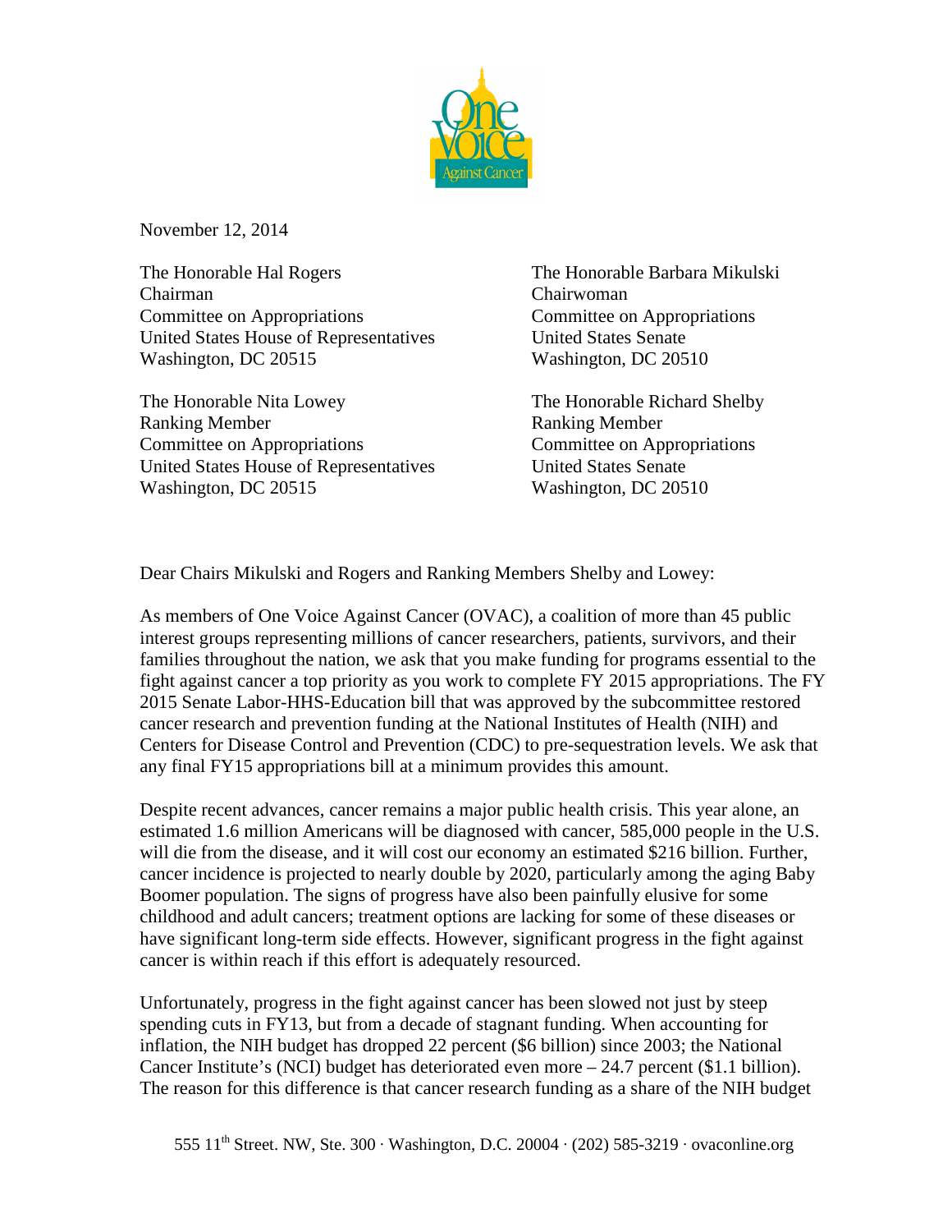November 12, 2014

The Honorable Hal Rogers
Chairman
Committee on Appropriations
United States House of Representatives
Washington, DC 20515

The Honorable Barbara Mikulski
Chairwoman
Committee on Appropriations
United States Senate
Washington, DC 20510

The Honorable Nita Lowey
Ranking Member
Committee on Appropriations
United States House of Representatives
Washington, DC 20515

The Honorable Richard Shelby
Ranking Member
Committee on Appropriations
United States Senate
Washington, DC 20510

Dear Chairs Mikulski and Rogers and Ranking Members Shelby and Lowey:

As members of One Voice Against Cancer (OVAC), a coalition of more than 45 public interest groups representing millions of cancer researchers, patients, survivors, and their families throughout the nation, we ask that you make funding for programs essential to the fight against cancer a top priority as you work to complete FY 2015 appropriations. The FY 2015 Senate Labor-HHS-Education bill that was approved by the subcommittee restored cancer research and prevention funding at the National Institutes of Health (NIH) and Centers for Disease Control and Prevention (CDC) to pre-sequestration levels. We ask that any final FY15 appropriations bill at a minimum provides this amount.

Despite recent advances, cancer remains a major public health crisis. This year alone, an estimated 1.6 million Americans will be diagnosed with cancer, 585,000 people in the U.S. will die from the disease, and it will cost our economy an estimated $216 billion. Further, cancer incidence is projected to nearly double by 2020, particularly among the aging Baby Boomer population. The signs of progress have also been painfully elusive for some childhood and adult cancers; treatment options are lacking for some of these diseases or have significant long-term side effects. However, significant progress in the fight against cancer is within reach if this effort is adequately resourced.

Unfortunately, progress in the fight against cancer has been slowed not just by steep spending cuts in FY13, but from a decade of stagnant funding. When accounting for inflation, the NIH budget has dropped 22 percent ($6 billion) since 2003; the National Cancer Institute's (NCI) budget has deteriorated even more – 24.7 percent ($1.1 billion). The reason for this difference is that cancer research funding as a share of the NIH budget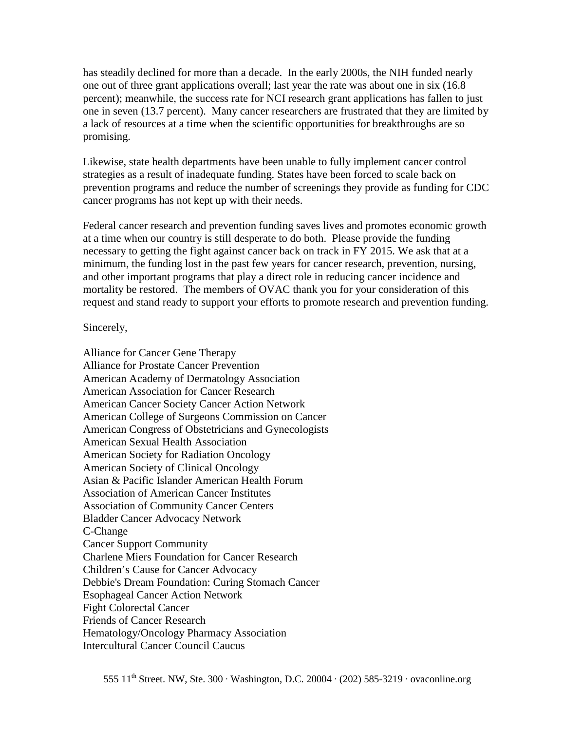has steadily declined for more than a decade. In the early 2000s, the NIH funded nearly one out of three grant applications overall; last year the rate was about one in six (16.8 percent); meanwhile, the success rate for NCI research grant applications has fallen to just one in seven (13.7 percent). Many cancer researchers are frustrated that they are limited by a lack of resources at a time when the scientific opportunities for breakthroughs are so promising.

Likewise, state health departments have been unable to fully implement cancer control strategies as a result of inadequate funding. States have been forced to scale back on prevention programs and reduce the number of screenings they provide as funding for CDC cancer programs has not kept up with their needs.

Federal cancer research and prevention funding saves lives and promotes economic growth at a time when our country is still desperate to do both. Please provide the funding necessary to getting the fight against cancer back on track in FY 2015. We ask that at a minimum, the funding lost in the past few years for cancer research, prevention, nursing, and other important programs that play a direct role in reducing cancer incidence and mortality be restored. The members of OVAC thank you for your consideration of this request and stand ready to support your efforts to promote research and prevention funding.

Sincerely,

Alliance for Cancer Gene Therapy
Alliance for Prostate Cancer Prevention
American Academy of Dermatology Association
American Association for Cancer Research
American Cancer Society Cancer Action Network
American College of Surgeons Commission on Cancer
American Congress of Obstetricians and Gynecologists
American Sexual Health Association
American Society for Radiation Oncology
American Society of Clinical Oncology
Asian & Pacific Islander American Health Forum
Association of American Cancer Institutes
Association of Community Cancer Centers
Bladder Cancer Advocacy Network
C-Change
Cancer Support Community
Charlene Miers Foundation for Cancer Research
Children's Cause for Cancer Advocacy
Debbie's Dream Foundation: Curing Stomach Cancer
Esophageal Cancer Action Network
Fight Colorectal Cancer
Friends of Cancer Research
Hematology/Oncology Pharmacy Association
Intercultural Cancer Council Caucus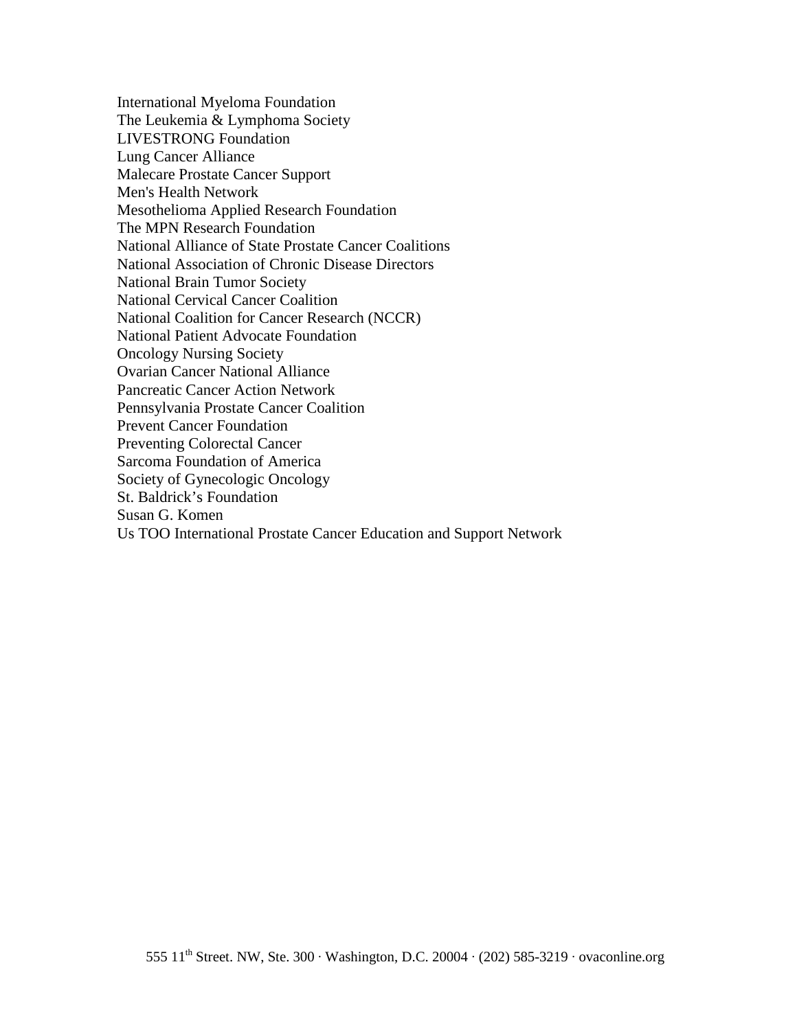International Myeloma Foundation
The Leukemia & Lymphoma Society
LIVESTRONG Foundation
Lung Cancer Alliance
Malecare Prostate Cancer Support
Men's Health Network
Mesothelioma Applied Research Foundation
The MPN Research Foundation
National Alliance of State Prostate Cancer Coalitions
National Association of Chronic Disease Directors
National Brain Tumor Society
National Cervical Cancer Coalition
National Coalition for Cancer Research (NCCR)
National Patient Advocate Foundation
Oncology Nursing Society
Ovarian Cancer National Alliance
Pancreatic Cancer Action Network
Pennsylvania Prostate Cancer Coalition
Prevent Cancer Foundation
Preventing Colorectal Cancer
Sarcoma Foundation of America
Society of Gynecologic Oncology
St. Baldrick's Foundation
Susan G. Komen
Us TOO International Prostate Cancer Education and Support Network